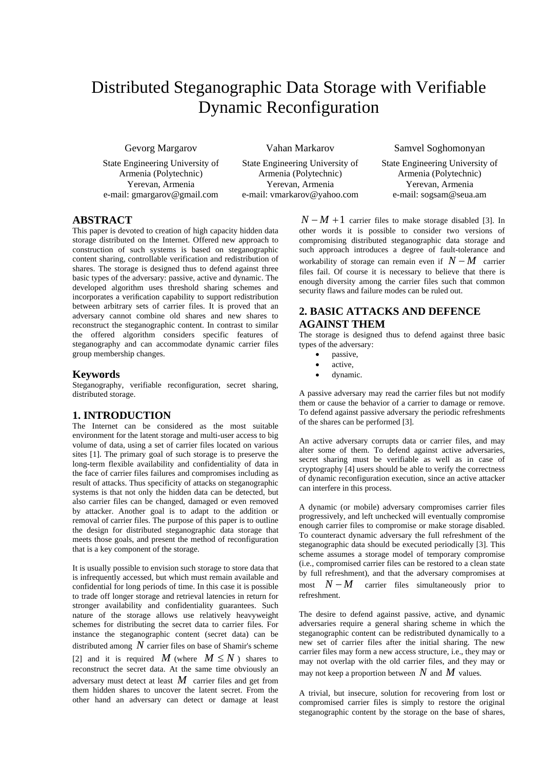# Distributed Steganographic Data Storage with Verifiable Dynamic Reconfiguration

Gevorg Margarov
State Engineering University of Armenia (Polytechnic)
Yerevan, Armenia
e-mail: gmargarov@gmail.com

Vahan Markarov
State Engineering University of Armenia (Polytechnic)
Yerevan, Armenia
e-mail: vmarkarov@yahoo.com

Samvel Soghomonyan
State Engineering University of Armenia (Polytechnic)
Yerevan, Armenia
e-mail: sogsam@seua.am

## ABSTRACT

This paper is devoted to creation of high capacity hidden data storage distributed on the Internet. Offered new approach to construction of such systems is based on steganographic content sharing, controllable verification and redistribution of shares. The storage is designed thus to defend against three basic types of the adversary: passive, active and dynamic. The developed algorithm uses threshold sharing schemes and incorporates a verification capability to support redistribution between arbitrary sets of carrier files. It is proved that an adversary cannot combine old shares and new shares to reconstruct the steganographic content. In contrast to similar the offered algorithm considers specific features of steganography and can accommodate dynamic carrier files group membership changes.

## Keywords

Steganography, verifiable reconfiguration, secret sharing, distributed storage.

## 1. INTRODUCTION

The Internet can be considered as the most suitable environment for the latent storage and multi-user access to big volume of data, using a set of carrier files located on various sites [1]. The primary goal of such storage is to preserve the long-term flexible availability and confidentiality of data in the face of carrier files failures and compromises including as result of attacks. Thus specificity of attacks on steganographic systems is that not only the hidden data can be detected, but also carrier files can be changed, damaged or even removed by attacker. Another goal is to adapt to the addition or removal of carrier files. The purpose of this paper is to outline the design for distributed steganographic data storage that meets those goals, and present the method of reconfiguration that is a key component of the storage.

It is usually possible to envision such storage to store data that is infrequently accessed, but which must remain available and confidential for long periods of time. In this case it is possible to trade off longer storage and retrieval latencies in return for stronger availability and confidentiality guarantees. Such nature of the storage allows use relatively heavyweight schemes for distributing the secret data to carrier files. For instance the steganographic content (secret data) can be distributed among $N$ carrier files on base of Shamir's scheme [2] and it is required $M$ (where $M \leq N$) shares to reconstruct the secret data. At the same time obviously an adversary must detect at least $M$ carrier files and get from them hidden shares to uncover the latent secret. From the other hand an adversary can detect or damage at least $N - M + 1$ carrier files to make storage disabled [3]. In other words it is possible to consider two versions of compromising distributed steganographic data storage and such approach introduces a degree of fault-tolerance and workability of storage can remain even if $N - M$ carrier files fail. Of course it is necessary to believe that there is enough diversity among the carrier files such that common security flaws and failure modes can be ruled out.

## 2. BASIC ATTACKS AND DEFENCE AGAINST THEM

The storage is designed thus to defend against three basic types of the adversary:

- passive,
- active,
- dynamic.

A passive adversary may read the carrier files but not modify them or cause the behavior of a carrier to damage or remove. To defend against passive adversary the periodic refreshments of the shares can be performed [3].

An active adversary corrupts data or carrier files, and may alter some of them. To defend against active adversaries, secret sharing must be verifiable as well as in case of cryptography [4] users should be able to verify the correctness of dynamic reconfiguration execution, since an active attacker can interfere in this process.

A dynamic (or mobile) adversary compromises carrier files progressively, and left unchecked will eventually compromise enough carrier files to compromise or make storage disabled. To counteract dynamic adversary the full refreshment of the steganographic data should be executed periodically [3]. This scheme assumes a storage model of temporary compromise (i.e., compromised carrier files can be restored to a clean state by full refreshment), and that the adversary compromises at most $N - M$ carrier files simultaneously prior to refreshment.

The desire to defend against passive, active, and dynamic adversaries require a general sharing scheme in which the steganographic content can be redistributed dynamically to a new set of carrier files after the initial sharing. The new carrier files may form a new access structure, i.e., they may or may not overlap with the old carrier files, and they may or may not keep a proportion between $N$ and $M$ values.

A trivial, but insecure, solution for recovering from lost or compromised carrier files is simply to restore the original steganographic content by the storage on the base of shares,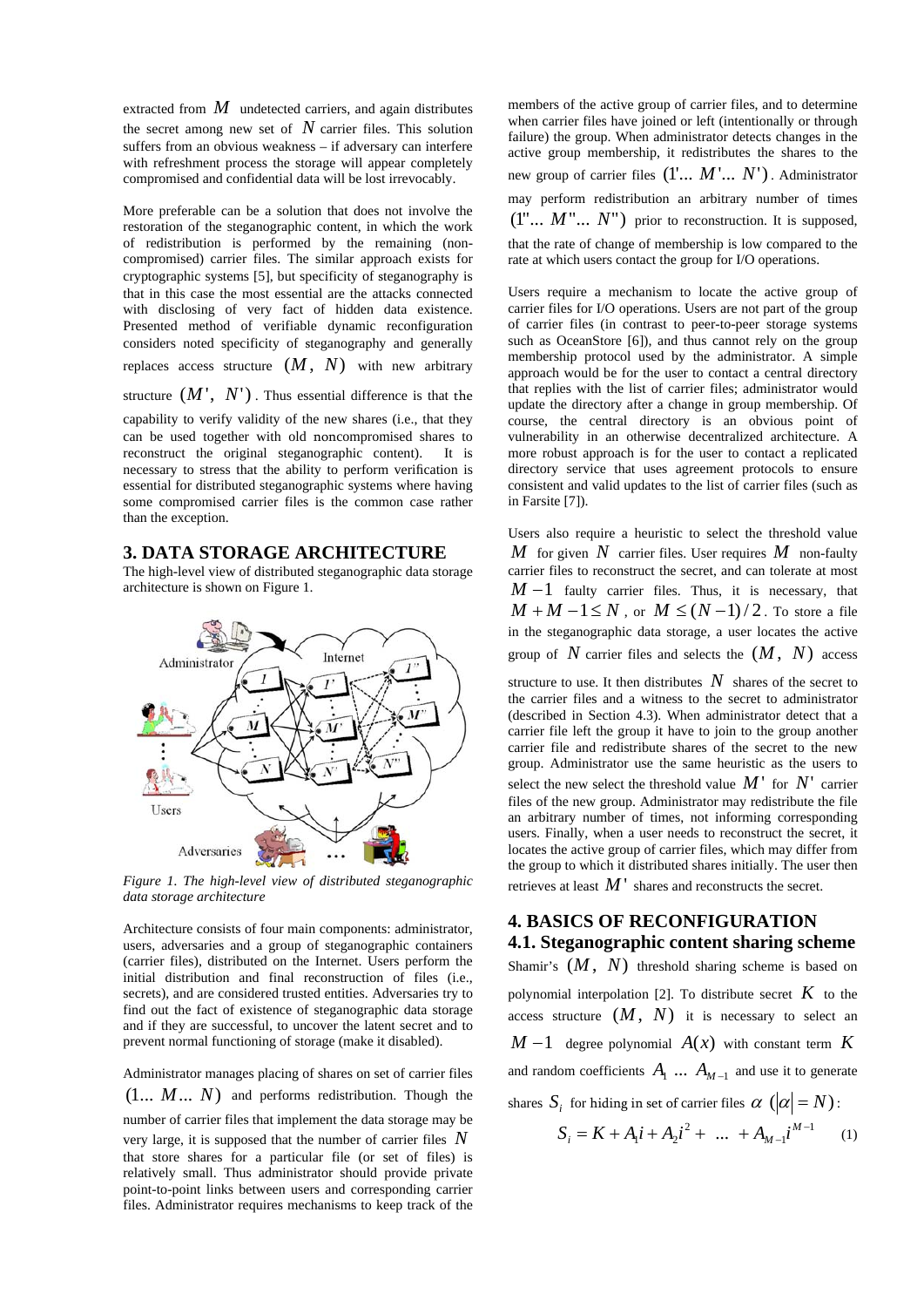extracted from $M$ undetected carriers, and again distributes the secret among new set of $N$ carrier files. This solution suffers from an obvious weakness – if adversary can interfere with refreshment process the storage will appear completely compromised and confidential data will be lost irrevocably.

More preferable can be a solution that does not involve the restoration of the steganographic content, in which the work of redistribution is performed by the remaining (non-compromised) carrier files. The similar approach exists for cryptographic systems [5], but specificity of steganography is that in this case the most essential are the attacks connected with disclosing of very fact of hidden data existence. Presented method of verifiable dynamic reconfiguration considers noted specificity of steganography and generally replaces access structure $(M, N)$ with new arbitrary structure $(M', N')$. Thus essential difference is that the capability to verify validity of the new shares (i.e., that they can be used together with old noncompromised shares to reconstruct the original steganographic content). It is necessary to stress that the ability to perform verification is essential for distributed steganographic systems where having some compromised carrier files is the common case rather than the exception.

## 3. DATA STORAGE ARCHITECTURE

The high-level view of distributed steganographic data storage architecture is shown on Figure 1.

*Figure 1. The high-level view of distributed steganographic data storage architecture*

Architecture consists of four main components: administrator, users, adversaries and a group of steganographic containers (carrier files), distributed on the Internet. Users perform the initial distribution and final reconstruction of files (i.e., secrets), and are considered trusted entities. Adversaries try to find out the fact of existence of steganographic data storage and if they are successful, to uncover the latent secret and to prevent normal functioning of storage (make it disabled).

Administrator manages placing of shares on set of carrier files $(1 \ldots M \ldots N)$ and performs redistribution. Though the number of carrier files that implement the data storage may be very large, it is supposed that the number of carrier files $N$ that store shares for a particular file (or set of files) is relatively small. Thus administrator should provide private point-to-point links between users and corresponding carrier files. Administrator requires mechanisms to keep track of the members of the active group of carrier files, and to determine when carrier files have joined or left (intentionally or through failure) the group. When administrator detects changes in the active group membership, it redistributes the shares to the new group of carrier files $(1' \ldots M' \ldots N')$. Administrator may perform redistribution an arbitrary number of times $(1'' \ldots M'' \ldots N'')$ prior to reconstruction. It is supposed, that the rate of change of membership is low compared to the rate at which users contact the group for I/O operations.

Users require a mechanism to locate the active group of carrier files for I/O operations. Users are not part of the group of carrier files (in contrast to peer-to-peer storage systems such as OceanStore [6]), and thus cannot rely on the group membership protocol used by the administrator. A simple approach would be for the user to contact a central directory that replies with the list of carrier files; administrator would update the directory after a change in group membership. Of course, the central directory is an obvious point of vulnerability in an otherwise decentralized architecture. A more robust approach is for the user to contact a replicated directory service that uses agreement protocols to ensure consistent and valid updates to the list of carrier files (such as in Farsite [7]).

Users also require a heuristic to select the threshold value $M$ for given $N$ carrier files. User requires $M$ non-faulty carrier files to reconstruct the secret, and can tolerate at most $M-1$ faulty carrier files. Thus, it is necessary, that $M + M - 1 \le N$, or $M \le (N-1)/2$. To store a file in the steganographic data storage, a user locates the active group of $N$ carrier files and selects the $(M, N)$ access structure to use. It then distributes $N$ shares of the secret to the carrier files and a witness to the secret to administrator (described in Section 4.3). When administrator detect that a carrier file left the group it have to join to the group another carrier file and redistribute shares of the secret to the new group. Administrator use the same heuristic as the users to select the new select the threshold value $M'$ for $N'$ carrier files of the new group. Administrator may redistribute the file an arbitrary number of times, not informing corresponding users. Finally, when a user needs to reconstruct the secret, it locates the active group of carrier files, which may differ from the group to which it distributed shares initially. The user then retrieves at least $M'$ shares and reconstructs the secret.

## 4. BASICS OF RECONFIGURATION

### 4.1. Steganographic content sharing scheme

Shamir's $(M, N)$ threshold sharing scheme is based on polynomial interpolation [2]. To distribute secret $K$ to the access structure $(M, N)$ it is necessary to select an $M-1$ degree polynomial $A(x)$ with constant term $K$ and random coefficients $A_1 \ldots A_{M-1}$ and use it to generate shares $S_i$ for hiding in set of carrier files $\alpha$ $(|\alpha| = N)$:

$$S_i = K + A_1 i + A_2 i^2 + \ \ldots \ + A_{M-1} i^{M-1} \qquad (1)$$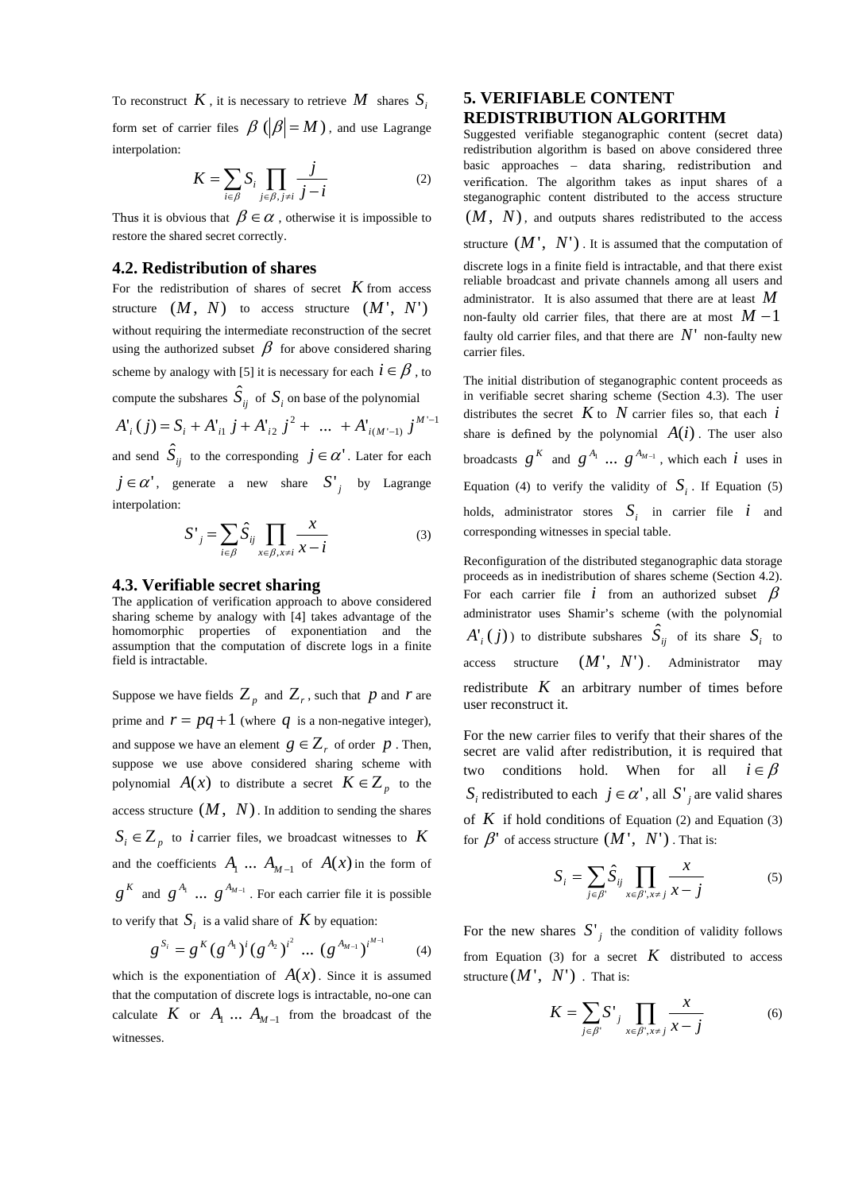To reconstruct $K$, it is necessary to retrieve $M$ shares $S_i$ form set of carrier files $\beta$ ($|\beta| = M$), and use Lagrange interpolation:

$$K = \sum_{i \in \beta} S_i \prod_{j \in \beta, j \neq i} \frac{j}{j-i} \qquad (2)$$

Thus it is obvious that $\beta \in \alpha$, otherwise it is impossible to restore the shared secret correctly.

### 4.2. Redistribution of shares

For the redistribution of shares of secret $K$ from access structure $(M, N)$ to access structure $(M', N')$ without requiring the intermediate reconstruction of the secret using the authorized subset $\beta$ for above considered sharing scheme by analogy with [5] it is necessary for each $i \in \beta$, to compute the subshares $\hat{S}_{ij}$ of $S_i$ on base of the polynomial

$A'_i(j) = S_i + A'_{i1} j + A'_{i2} j^2 + \ ... \ + A'_{i(M'-1)} j^{M'-1}$

and send $\hat{S}_{ij}$ to the corresponding $j \in \alpha'$. Later for each $j \in \alpha'$, generate a new share $S'_j$ by Lagrange interpolation:

$$S'_j = \sum_{i \in \beta} \hat{S}_{ij} \prod_{x \in \beta, x \neq i} \frac{x}{x-i} \qquad (3)$$

### 4.3. Verifiable secret sharing

The application of verification approach to above considered sharing scheme by analogy with [4] takes advantage of the homomorphic properties of exponentiation and the assumption that the computation of discrete logs in a finite field is intractable.

Suppose we have fields $Z_p$ and $Z_r$, such that $p$ and $r$ are prime and $r = pq + 1$ (where $q$ is a non-negative integer), and suppose we have an element $g \in Z_r$ of order $p$. Then, suppose we use above considered sharing scheme with polynomial $A(x)$ to distribute a secret $K \in Z_p$ to the access structure $(M, N)$. In addition to sending the shares $S_i \in Z_p$ to $i$ carrier files, we broadcast witnesses to $K$ and the coefficients $A_1 \ ... \ A_{M-1}$ of $A(x)$ in the form of $g^K$ and $g^{A_1} \ ... \ g^{A_{M-1}}$. For each carrier file it is possible to verify that $S_i$ is a valid share of $K$ by equation:

$$g^{S_i} = g^K (g^{A_1})^i (g^{A_2})^{i^2} \ ... \ (g^{A_{M-1}})^{i^{M-1}} \qquad (4)$$

which is the exponentiation of $A(x)$. Since it is assumed that the computation of discrete logs is intractable, no-one can calculate $K$ or $A_1 \ ... \ A_{M-1}$ from the broadcast of the witnesses.

## 5. VERIFIABLE CONTENT REDISTRIBUTION ALGORITHM

Suggested verifiable steganographic content (secret data) redistribution algorithm is based on above considered three basic approaches – data sharing, redistribution and verification. The algorithm takes as input shares of a steganographic content distributed to the access structure $(M, N)$, and outputs shares redistributed to the access structure $(M', N')$. It is assumed that the computation of discrete logs in a finite field is intractable, and that there exist reliable broadcast and private channels among all users and administrator. It is also assumed that there are at least $M$ non-faulty old carrier files, that there are at most $M-1$ faulty old carrier files, and that there are $N'$ non-faulty new carrier files.

The initial distribution of steganographic content proceeds as in verifiable secret sharing scheme (Section 4.3). The user distributes the secret $K$ to $N$ carrier files so, that each $i$ share is defined by the polynomial $A(i)$. The user also broadcasts $g^K$ and $g^{A_1} \ ... \ g^{A_{M-1}}$, which each $i$ uses in Equation (4) to verify the validity of $S_i$. If Equation (5) holds, administrator stores $S_i$ in carrier file $i$ and corresponding witnesses in special table.

Reconfiguration of the distributed steganographic data storage proceeds as in inedistribution of shares scheme (Section 4.2). For each carrier file $i$ from an authorized subset $\beta$ administrator uses Shamir's scheme (with the polynomial $A'_i(j)$) to distribute subshares $\hat{S}_{ij}$ of its share $S_i$ to access structure $(M', N')$. Administrator may redistribute $K$ an arbitrary number of times before user reconstruct it.

For the new carrier files to verify that their shares of the secret are valid after redistribution, it is required that two conditions hold. When for all $i \in \beta$ $S_i$ redistributed to each $j \in \alpha'$, all $S'_j$ are valid shares of $K$ if hold conditions of Equation (2) and Equation (3) for $\beta'$ of access structure $(M', N')$. That is:

$$S_i = \sum_{j \in \beta'} \hat{S}_{ij} \prod_{x \in \beta', x \neq j} \frac{x}{x-j} \qquad (5)$$

For the new shares $S'_j$ the condition of validity follows from Equation (3) for a secret $K$ distributed to access structure $(M', N')$. That is:

$$K = \sum_{j \in \beta'} S'_j \prod_{x \in \beta', x \neq j} \frac{x}{x-j} \qquad (6)$$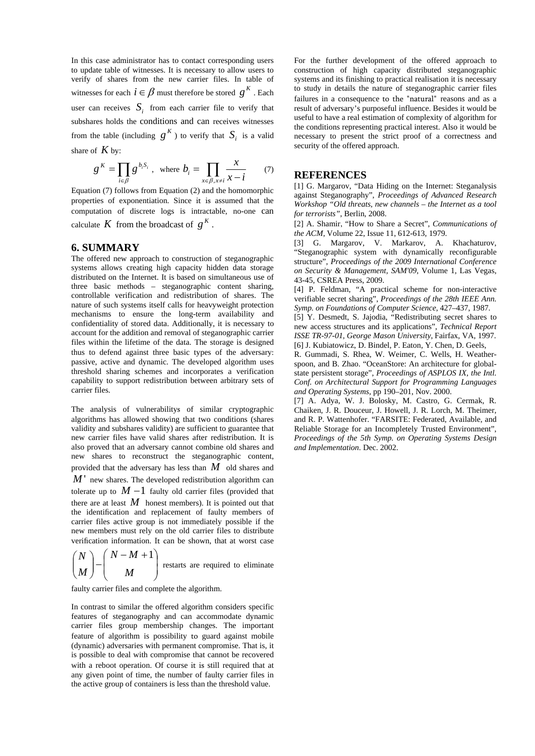In this case administrator has to contact corresponding users to update table of witnesses. It is necessary to allow users to verify of shares from the new carrier files. In table of witnesses for each $i \in \beta$ must therefore be stored $g^K$. Each user can receives $S_i$ from each carrier file to verify that subshares holds the conditions and can receives witnesses from the table (including $g^K$) to verify that $S_i$ is a valid share of $K$ by:

$$g^K = \prod_{i \in \beta} g^{b_i S_i}, \quad \text{where } b_i = \prod_{x \in \beta, x \neq i} \frac{x}{x - i} \qquad (7)$$

Equation (7) follows from Equation (2) and the homomorphic properties of exponentiation. Since it is assumed that the computation of discrete logs is intractable, no-one can calculate $K$ from the broadcast of $g^K$.

## 6. SUMMARY

The offered new approach to construction of steganographic systems allows creating high capacity hidden data storage distributed on the Internet. It is based on simultaneous use of three basic methods – steganographic content sharing, controllable verification and redistribution of shares. The nature of such systems itself calls for heavyweight protection mechanisms to ensure the long-term availability and confidentiality of stored data. Additionally, it is necessary to account for the addition and removal of steganographic carrier files within the lifetime of the data. The storage is designed thus to defend against three basic types of the adversary: passive, active and dynamic. The developed algorithm uses threshold sharing schemes and incorporates a verification capability to support redistribution between arbitrary sets of carrier files.

The analysis of vulnerabilitys of similar cryptographic algorithms has allowed showing that two conditions (shares validity and subshares validity) are sufficient to guarantee that new carrier files have valid shares after redistribution. It is also proved that an adversary cannot combine old shares and new shares to reconstruct the steganographic content, provided that the adversary has less than $M$ old shares and $M'$ new shares. The developed redistribution algorithm can tolerate up to $M-1$ faulty old carrier files (provided that there are at least $M$ honest members). It is pointed out that the identification and replacement of faulty members of carrier files active group is not immediately possible if the new members must rely on the old carrier files to distribute verification information. It can be shown, that at worst case $\binom{N}{M} - \binom{N-M+1}{M}$ restarts are required to eliminate faulty carrier files and complete the algorithm.

In contrast to similar the offered algorithm considers specific features of steganography and can accommodate dynamic carrier files group membership changes. The important feature of algorithm is possibility to guard against mobile (dynamic) adversaries with permanent compromise. That is, it is possible to deal with compromise that cannot be recovered with a reboot operation. Of course it is still required that at any given point of time, the number of faulty carrier files in the active group of containers is less than the threshold value.

For the further development of the offered approach to construction of high capacity distributed steganographic systems and its finishing to practical realisation it is necessary to study in details the nature of steganographic carrier files failures in a consequence to the "natural" reasons and as a result of adversary's purposeful influence. Besides it would be useful to have a real estimation of complexity of algorithm for the conditions representing practical interest. Also it would be necessary to present the strict proof of a correctness and security of the offered approach.

## REFERENCES

[1] G. Margarov, "Data Hiding on the Internet: Steganalysis against Steganography", *Proceedings of Advanced Research Workshop "Old threats, new channels – the Internet as a tool for terrorists"*, Berlin, 2008.

[2] A. Shamir, "How to Share a Secret", *Communications of the ACM*, Volume 22, Issue 11, 612-613, 1979.

[3] G. Margarov, V. Markarov, A. Khachaturov, "Steganographic system with dynamically reconfigurable structure", *Proceedings of the 2009 International Conference on Security & Management, SAM'09*, Volume 1, Las Vegas, 43-45, CSREA Press, 2009.

[4] P. Feldman, "A practical scheme for non-interactive verifiable secret sharing", *Proceedings of the 28th IEEE Ann. Symp. on Foundations of Computer Science*, 427–437, 1987.

[5] Y. Desmedt, S. Jajodia, "Redistributing secret shares to new access structures and its applications", *Technical Report ISSE TR-97-01, George Mason University*, Fairfax, VA, 1997.

[6] J. Kubiatowicz, D. Bindel, P. Eaton, Y. Chen, D. Geels, R. Gummadi, S. Rhea, W. Weimer, C. Wells, H. Weatherspoon, and B. Zhao. "OceanStore: An architecture for global-state persistent storage", *Proceedings of ASPLOS IX, the Intl. Conf. on Architectural Support for Programming Languages and Operating Systems*, pp 190–201, Nov. 2000.

[7] A. Adya, W. J. Bolosky, M. Castro, G. Cermak, R. Chaiken, J. R. Douceur, J. Howell, J. R. Lorch, M. Theimer, and R. P. Wattenhofer. "FARSITE: Federated, Available, and Reliable Storage for an Incompletely Trusted Environment", *Proceedings of the 5th Symp. on Operating Systems Design and Implementation*. Dec. 2002.